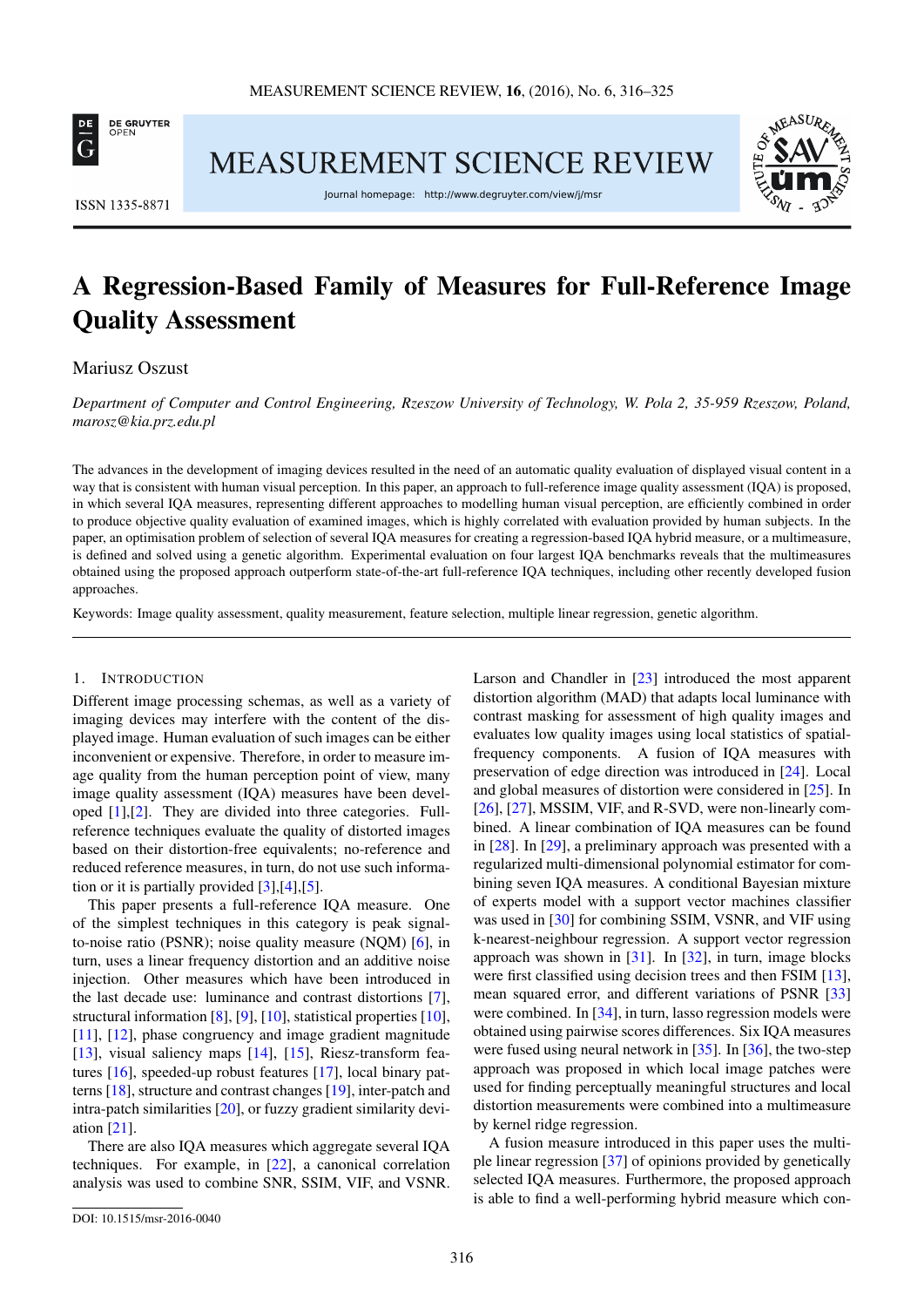# A Regression-Based Family of Measures for Full-Reference Image Quality Assessment

Mariusz Oszust

*Department of Computer and Control Engineering, Rzeszow University of Technology, W. Pola 2, 35-959 Rzeszow, Poland, marosz@kia.prz.edu.pl*

The advances in the development of imaging devices resulted in the need of an automatic quality evaluation of displayed visual content in a way that is consistent with human visual perception. In this paper, an approach to full-reference image quality assessment (IQA) is proposed, in which several IQA measures, representing different approaches to modelling human visual perception, are efficiently combined in order to produce objective quality evaluation of examined images, which is highly correlated with evaluation provided by human subjects. In the paper, an optimisation problem of selection of several IQA measures for creating a regression-based IQA hybrid measure, or a multimeasure, is defined and solved using a genetic algorithm. Experimental evaluation on four largest IQA benchmarks reveals that the multimeasures obtained using the proposed approach outperform state-of-the-art full-reference IQA techniques, including other recently developed fusion approaches.

Keywords: Image quality assessment, quality measurement, feature selection, multiple linear regression, genetic algorithm.

## 1. Introduction

Different image processing schemas, as well as a variety of imaging devices may interfere with the content of the displayed image. Human evaluation of such images can be either inconvenient or expensive. Therefore, in order to measure image quality from the human perception point of view, many image quality assessment (IQA) measures have been developed [1],[2]. They are divided into three categories. Full-reference techniques evaluate the quality of distorted images based on their distortion-free equivalents; no-reference and reduced reference measures, in turn, do not use such information or it is partially provided [3],[4],[5].

This paper presents a full-reference IQA measure. One of the simplest techniques in this category is peak signal-to-noise ratio (PSNR); noise quality measure (NQM) [6], in turn, uses a linear frequency distortion and an additive noise injection. Other measures which have been introduced in the last decade use: luminance and contrast distortions [7], structural information [8], [9], [10], statistical properties [10], [11], [12], phase congruency and image gradient magnitude [13], visual saliency maps [14], [15], Riesz-transform features [16], speeded-up robust features [17], local binary patterns [18], structure and contrast changes [19], inter-patch and intra-patch similarities [20], or fuzzy gradient similarity deviation [21].

There are also IQA measures which aggregate several IQA techniques. For example, in [22], a canonical correlation analysis was used to combine SNR, SSIM, VIF, and VSNR. Larson and Chandler in [23] introduced the most apparent distortion algorithm (MAD) that adapts local luminance with contrast masking for assessment of high quality images and evaluates low quality images using local statistics of spatial-frequency components. A fusion of IQA measures with preservation of edge direction was introduced in [24]. Local and global measures of distortion were considered in [25]. In [26], [27], MSSIM, VIF, and R-SVD, were non-linearly combined. A linear combination of IQA measures can be found in [28]. In [29], a preliminary approach was presented with a regularized multi-dimensional polynomial estimator for combining seven IQA measures. A conditional Bayesian mixture of experts model with a support vector machines classifier was used in [30] for combining SSIM, VSNR, and VIF using k-nearest-neighbour regression. A support vector regression approach was shown in [31]. In [32], in turn, image blocks were first classified using decision trees and then FSIM [13], mean squared error, and different variations of PSNR [33] were combined. In [34], in turn, lasso regression models were obtained using pairwise scores differences. Six IQA measures were fused using neural network in [35]. In [36], the two-step approach was proposed in which local image patches were used for finding perceptually meaningful structures and local distortion measurements were combined into a multimeasure by kernel ridge regression.

A fusion measure introduced in this paper uses the multiple linear regression [37] of opinions provided by genetically selected IQA measures. Furthermore, the proposed approach is able to find a well-performing hybrid measure which con-

DOI: 10.1515/msr-2016-0040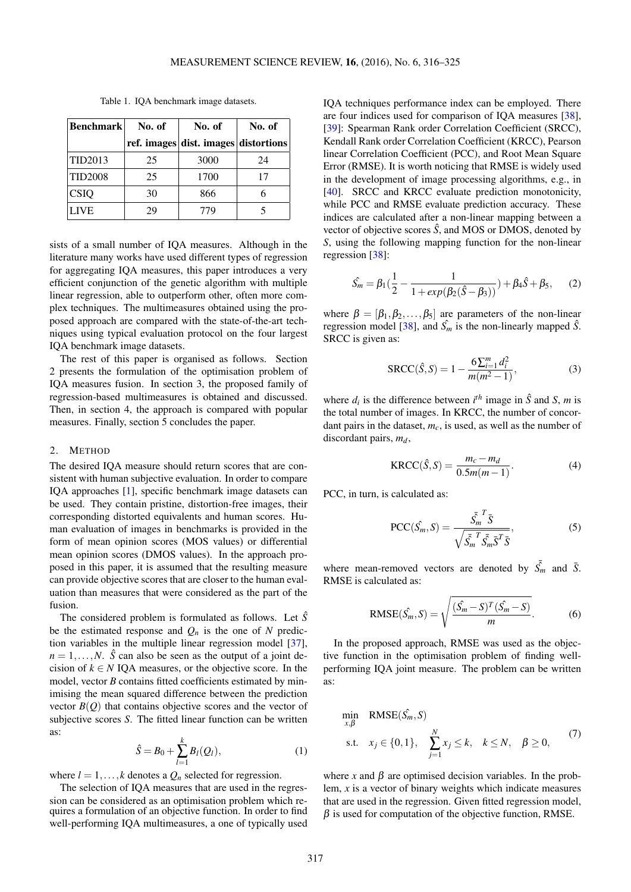Table 1. IQA benchmark image datasets.

| Benchmark | No. of ref. images | No. of dist. images | No. of distortions |
|---|---|---|---|
| TID2013 | 25 | 3000 | 24 |
| TID2008 | 25 | 1700 | 17 |
| CSIQ | 30 | 866 | 6 |
| LIVE | 29 | 779 | 5 |

sists of a small number of IQA measures. Although in the literature many works have used different types of regression for aggregating IQA measures, this paper introduces a very efficient conjunction of the genetic algorithm with multiple linear regression, able to outperform other, often more complex techniques. The multimeasures obtained using the proposed approach are compared with the state-of-the-art techniques using typical evaluation protocol on the four largest IQA benchmark image datasets.

The rest of this paper is organised as follows. Section 2 presents the formulation of the optimisation problem of IQA measures fusion. In section 3, the proposed family of regression-based multimeasures is obtained and discussed. Then, in section 4, the approach is compared with popular measures. Finally, section 5 concludes the paper.

## 2. Method

The desired IQA measure should return scores that are consistent with human subjective evaluation. In order to compare IQA approaches [1], specific benchmark image datasets can be used. They contain pristine, distortion-free images, their corresponding distorted equivalents and human scores. Human evaluation of images in benchmarks is provided in the form of mean opinion scores (MOS values) or differential mean opinion scores (DMOS values). In the approach proposed in this paper, it is assumed that the resulting measure can provide objective scores that are closer to the human evaluation than measures that were considered as the part of the fusion.

The considered problem is formulated as follows. Let $\hat{S}$ be the estimated response and $Q_n$ is the one of $N$ prediction variables in the multiple linear regression model [37], $n = 1, \ldots, N$. $\hat{S}$ can also be seen as the output of a joint decision of $k \in N$ IQA measures, or the objective score. In the model, vector $B$ contains fitted coefficients estimated by minimising the mean squared difference between the prediction vector $B(Q)$ that contains objective scores and the vector of subjective scores $S$. The fitted linear function can be written as:

$$\hat{S} = B_0 + \sum_{l=1}^{k} B_l(Q_l), \tag{1}$$

where $l = 1, \ldots, k$ denotes a $Q_n$ selected for regression.

The selection of IQA measures that are used in the regression can be considered as an optimisation problem which requires a formulation of an objective function. In order to find well-performing IQA multimeasures, a one of typically used IQA techniques performance index can be employed. There are four indices used for comparison of IQA measures [38], [39]: Spearman Rank order Correlation Coefficient (SRCC), Kendall Rank order Correlation Coefficient (KRCC), Pearson linear Correlation Coefficient (PCC), and Root Mean Square Error (RMSE). It is worth noticing that RMSE is widely used in the development of image processing algorithms, e.g., in [40]. SRCC and KRCC evaluate prediction monotonicity, while PCC and RMSE evaluate prediction accuracy. These indices are calculated after a non-linear mapping between a vector of objective scores $\hat{S}$, and MOS or DMOS, denoted by $S$, using the following mapping function for the non-linear regression [38]:

$$\hat{S_m} = \beta_1\left(\frac{1}{2} - \frac{1}{1 + exp(\beta_2(\hat{S} - \beta_3))}\right) + \beta_4\hat{S} + \beta_5, \tag{2}$$

where $\beta = [\beta_1, \beta_2, \ldots, \beta_5]$ are parameters of the non-linear regression model [38], and $\hat{S_m}$ is the non-linearly mapped $\hat{S}$. SRCC is given as:

$$\text{SRCC}(\hat{S}, S) = 1 - \frac{6\sum_{i=1}^{m} d_i^2}{m(m^2 - 1)}, \tag{3}$$

where $d_i$ is the difference between $i^{th}$ image in $\hat{S}$ and $S$, $m$ is the total number of images. In KRCC, the number of concordant pairs in the dataset, $m_c$, is used, as well as the number of discordant pairs, $m_d$,

$$\text{KRCC}(\hat{S}, S) = \frac{m_c - m_d}{0.5m(m-1)}. \tag{4}$$

PCC, in turn, is calculated as:

$$\text{PCC}(\hat{S_m}, S) = \frac{\bar{\hat{S_m}}^T \bar{S}}{\sqrt{\bar{\hat{S_m}}^T \bar{\hat{S_m}} \bar{S}^T \bar{S}}}, \tag{5}$$

where mean-removed vectors are denoted by $\bar{\hat{S_m}}$ and $\bar{S}$. RMSE is calculated as:

$$\text{RMSE}(\hat{S_m}, S) = \sqrt{\frac{(\hat{S_m} - S)^T(\hat{S_m} - S)}{m}}. \tag{6}$$

In the proposed approach, RMSE was used as the objective function in the optimisation problem of finding well-performing IQA joint measure. The problem can be written as:

$$\begin{aligned} \min_{x,\beta} \quad & \text{RMSE}(\hat{S_m}, S) \\ \text{s.t.} \quad & x_j \in \{0, 1\}, \quad \sum_{j=1}^{N} x_j \leq k, \quad k \leq N, \quad \beta \geq 0, \end{aligned} \tag{7}$$

where $x$ and $\beta$ are optimised decision variables. In the problem, $x$ is a vector of binary weights which indicate measures that are used in the regression. Given fitted regression model, $\beta$ is used for computation of the objective function, RMSE.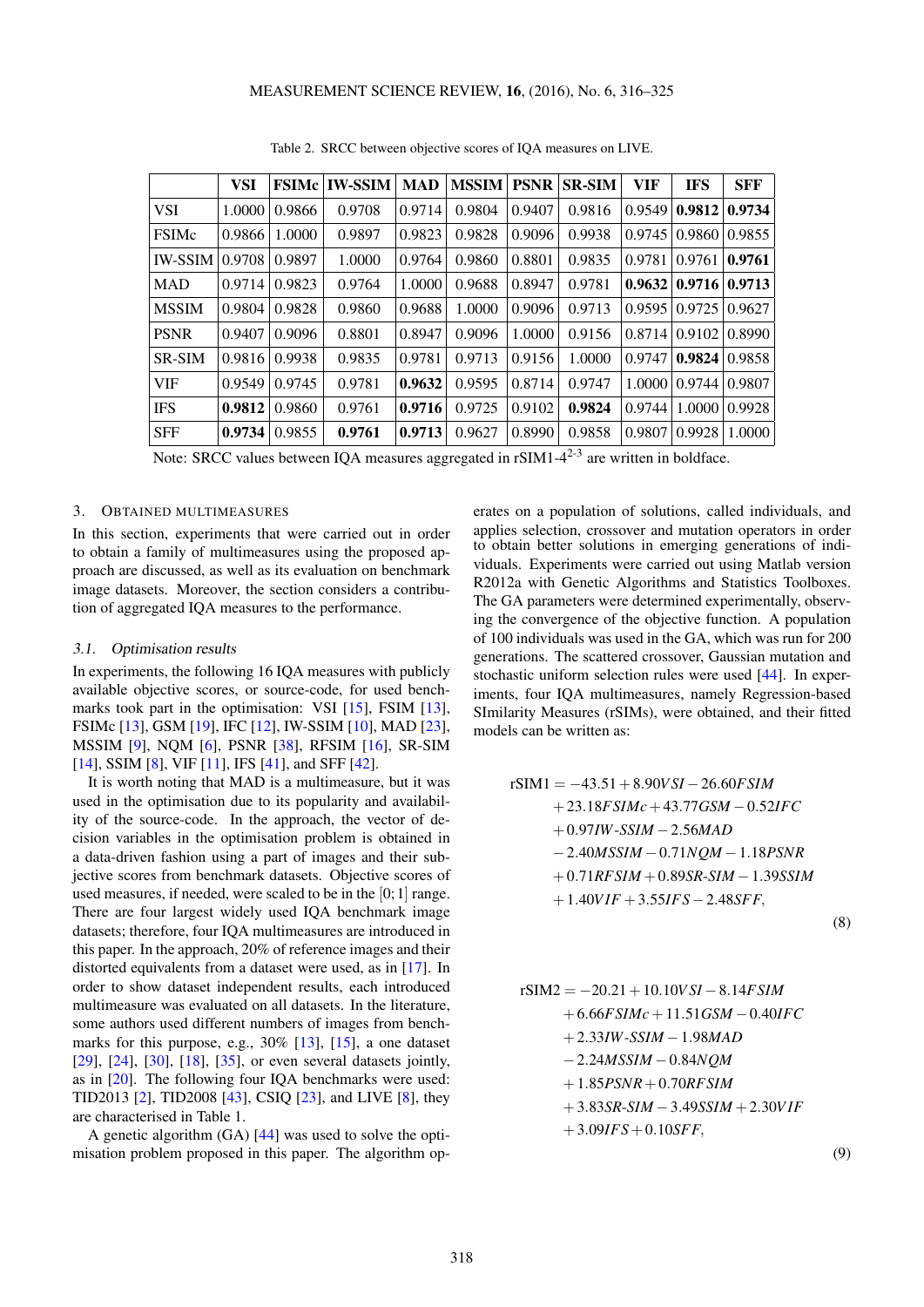Table 2. SRCC between objective scores of IQA measures on LIVE.

| | VSI | FSIMc | IW-SSIM | MAD | MSSIM | PSNR | SR-SIM | VIF | IFS | SFF |
|---|---|---|---|---|---|---|---|---|---|---|
| VSI | 1.0000 | 0.9866 | 0.9708 | 0.9714 | 0.9804 | 0.9407 | 0.9816 | 0.9549 | **0.9812** | **0.9734** |
| FSIMc | 0.9866 | 1.0000 | 0.9897 | 0.9823 | 0.9828 | 0.9096 | 0.9938 | 0.9745 | 0.9860 | 0.9855 |
| IW-SSIM | 0.9708 | 0.9897 | 1.0000 | 0.9764 | 0.9860 | 0.8801 | 0.9835 | 0.9781 | 0.9761 | **0.9761** |
| MAD | 0.9714 | 0.9823 | 0.9764 | 1.0000 | 0.9688 | 0.8947 | 0.9781 | **0.9632** | **0.9716** | **0.9713** |
| MSSIM | 0.9804 | 0.9828 | 0.9860 | 0.9688 | 1.0000 | 0.9096 | 0.9713 | 0.9595 | 0.9725 | 0.9627 |
| PSNR | 0.9407 | 0.9096 | 0.8801 | 0.8947 | 0.9096 | 1.0000 | 0.9156 | 0.8714 | 0.9102 | 0.8990 |
| SR-SIM | 0.9816 | 0.9938 | 0.9835 | 0.9781 | 0.9713 | 0.9156 | 1.0000 | 0.9747 | **0.9824** | 0.9858 |
| VIF | 0.9549 | 0.9745 | 0.9781 | **0.9632** | 0.9595 | 0.8714 | 0.9747 | 1.0000 | 0.9744 | 0.9807 |
| IFS | **0.9812** | 0.9860 | 0.9761 | **0.9716** | 0.9725 | 0.9102 | **0.9824** | 0.9744 | 1.0000 | 0.9928 |
| SFF | **0.9734** | 0.9855 | **0.9761** | **0.9713** | 0.9627 | 0.8990 | 0.9858 | 0.9807 | 0.9928 | 1.0000 |

Note: SRCC values between IQA measures aggregated in rSIM1-4[2-3] are written in boldface.

## 3. OBTAINED MULTIMEASURES

In this section, experiments that were carried out in order to obtain a family of multimeasures using the proposed approach are discussed, as well as its evaluation on benchmark image datasets. Moreover, the section considers a contribution of aggregated IQA measures to the performance.

### 3.1. Optimisation results

In experiments, the following 16 IQA measures with publicly available objective scores, or source-code, for used benchmarks took part in the optimisation: VSI [15], FSIM [13], FSIMc [13], GSM [19], IFC [12], IW-SSIM [10], MAD [23], MSSIM [9], NQM [6], PSNR [38], RFSIM [16], SR-SIM [14], SSIM [8], VIF [11], IFS [41], and SFF [42].

It is worth noting that MAD is a multimeasure, but it was used in the optimisation due to its popularity and availability of the source-code. In the approach, the vector of decision variables in the optimisation problem is obtained in a data-driven fashion using a part of images and their subjective scores from benchmark datasets. Objective scores of used measures, if needed, were scaled to be in the $[0;1]$ range. There are four largest widely used IQA benchmark image datasets; therefore, four IQA multimeasures are introduced in this paper. In the approach, 20% of reference images and their distorted equivalents from a dataset were used, as in [17]. In order to show dataset independent results, each introduced multimeasure was evaluated on all datasets. In the literature, some authors used different numbers of images from benchmarks for this purpose, e.g., 30% [13], [15], a one dataset [29], [24], [30], [18], [35], or even several datasets jointly, as in [20]. The following four IQA benchmarks were used: TID2013 [2], TID2008 [43], CSIQ [23], and LIVE [8], they are characterised in Table 1.

A genetic algorithm (GA) [44] was used to solve the optimisation problem proposed in this paper. The algorithm operates on a population of solutions, called individuals, and applies selection, crossover and mutation operators in order to obtain better solutions in emerging generations of individuals. Experiments were carried out using Matlab version R2012a with Genetic Algorithms and Statistics Toolboxes. The GA parameters were determined experimentally, observing the convergence of the objective function. A population of 100 individuals was used in the GA, which was run for 200 generations. The scattered crossover, Gaussian mutation and stochastic uniform selection rules were used [44]. In experiments, four IQA multimeasures, namely Regression-based SImilarity Measures (rSIMs), were obtained, and their fitted models can be written as:

$$
\begin{aligned}
rSIM1 = & -43.51 + 8.90VSI - 26.60FSIM \\
& + 23.18FSIMc + 43.77GSM - 0.52IFC \\
& + 0.97IW\text{-}SSIM - 2.56MAD \\
& - 2.40MSSIM - 0.71NQM - 1.18PSNR \\
& + 0.71RFSIM + 0.89SR\text{-}SIM - 1.39SSIM \\
& + 1.40VIF + 3.55IFS - 2.48SFF,
\end{aligned} \tag{8}
$$

$$
\begin{aligned}
rSIM2 = & -20.21 + 10.10VSI - 8.14FSIM \\
& + 6.66FSIMc + 11.51GSM - 0.40IFC \\
& + 2.33IW\text{-}SSIM - 1.98MAD \\
& - 2.24MSSIM - 0.84NQM \\
& + 1.85PSNR + 0.70RFSIM \\
& + 3.83SR\text{-}SIM - 3.49SSIM + 2.30VIF \\
& + 3.09IFS + 0.10SFF,
\end{aligned} \tag{9}
$$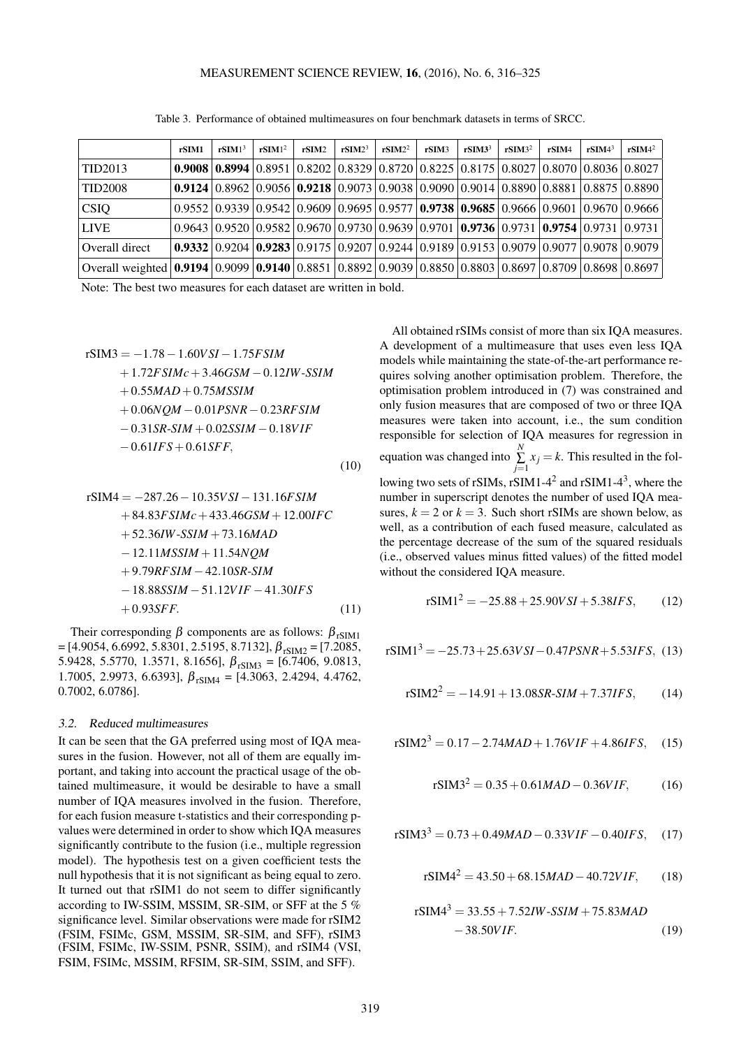Table 3. Performance of obtained multimeasures on four benchmark datasets in terms of SRCC.

| | rSIM1 | $\text{rSIM1}^3$ | $\text{rSIM1}^2$ | rSIM2 | $\text{rSIM2}^3$ | $\text{rSIM2}^2$ | rSIM3 | $\text{rSIM3}^3$ | $\text{rSIM3}^2$ | rSIM4 | $\text{rSIM4}^3$ | $\text{rSIM4}^2$ |
|---|---|---|---|---|---|---|---|---|---|---|---|---|
| TID2013 | **0.9008** | **0.8994** | 0.8951 | 0.8202 | 0.8329 | 0.8720 | 0.8225 | 0.8175 | 0.8027 | 0.8070 | 0.8036 | 0.8027 |
| TID2008 | **0.9124** | 0.8962 | 0.9056 | **0.9218** | 0.9073 | 0.9038 | 0.9090 | 0.9014 | 0.8890 | 0.8881 | 0.8875 | 0.8890 |
| CSIQ | 0.9552 | 0.9339 | 0.9542 | 0.9609 | 0.9695 | 0.9577 | **0.9738** | **0.9685** | 0.9666 | 0.9601 | 0.9670 | 0.9666 |
| LIVE | 0.9643 | 0.9520 | 0.9582 | 0.9670 | 0.9730 | 0.9639 | 0.9701 | **0.9736** | 0.9731 | **0.9754** | 0.9731 | 0.9731 |
| Overall direct | **0.9332** | 0.9204 | **0.9283** | 0.9175 | 0.9207 | 0.9244 | 0.9189 | 0.9153 | 0.9079 | 0.9077 | 0.9078 | 0.9079 |
| Overall weighted | **0.9194** | 0.9099 | **0.9140** | 0.8851 | 0.8892 | 0.9039 | 0.8850 | 0.8803 | 0.8697 | 0.8709 | 0.8698 | 0.8697 |

Note: The best two measures for each dataset are written in bold.

$$\begin{aligned}\text{rSIM3} = &-1.78 - 1.60VSI - 1.75FSIM \\ &+ 1.72FSIMc + 3.46GSM - 0.12IW\text{-}SSIM \\ &+ 0.55MAD + 0.75MSSIM \\ &+ 0.06NQM - 0.01PSNR - 0.23RFSIM \\ &- 0.31SR\text{-}SIM + 0.02SSIM - 0.18VIF \\ &- 0.61IFS + 0.61SFF,\end{aligned} \tag{10}$$

$$\begin{aligned}\text{rSIM4} = &-287.26 - 10.35VSI - 131.16FSIM \\ &+ 84.83FSIMc + 433.46GSM + 12.00IFC \\ &+ 52.36IW\text{-}SSIM + 73.16MAD \\ &- 12.11MSSIM + 11.54NQM \\ &+ 9.79RFSIM - 42.10SR\text{-}SIM \\ &- 18.88SSIM - 51.12VIF - 41.30IFS \\ &+ 0.93SFF.\end{aligned} \tag{11}$$

Their corresponding $\beta$ components are as follows: $\beta_{\text{rSIM1}}$ = [4.9054, 6.6992, 5.8301, 2.5195, 8.7132], $\beta_{\text{rSIM2}}$ = [7.2085, 5.9428, 5.5770, 1.3571, 8.1656], $\beta_{\text{rSIM3}}$ = [6.7406, 9.0813, 1.7005, 2.9973, 6.6393], $\beta_{\text{rSIM4}}$ = [4.3063, 2.4294, 4.4762, 0.7002, 6.0786].

### 3.2. Reduced multimeasures

It can be seen that the GA preferred using most of IQA measures in the fusion. However, not all of them are equally important, and taking into account the practical usage of the obtained multimeasure, it would be desirable to have a small number of IQA measures involved in the fusion. Therefore, for each fusion measure t-statistics and their corresponding p-values were determined in order to show which IQA measures significantly contribute to the fusion (i.e., multiple regression model). The hypothesis test on a given coefficient tests the null hypothesis that it is not significant as being equal to zero. It turned out that rSIM1 do not seem to differ significantly according to IW-SSIM, MSSIM, SR-SIM, or SFF at the 5 % significance level. Similar observations were made for rSIM2 (FSIM, FSIMc, GSM, MSSIM, SR-SIM, and SFF), rSIM3 (FSIM, FSIMc, IW-SSIM, PSNR, SSIM), and rSIM4 (VSI, FSIM, FSIMc, MSSIM, RFSIM, SR-SIM, SSIM, and SFF).

All obtained rSIMs consist of more than six IQA measures. A development of a multimeasure that uses even less IQA models while maintaining the state-of-the-art performance requires solving another optimisation problem. Therefore, the optimisation problem introduced in (7) was constrained and only fusion measures that are composed of two or three IQA measures were taken into account, i.e., the sum condition responsible for selection of IQA measures for regression in equation was changed into $\sum_{j=1}^{N} x_j = k$. This resulted in the following two sets of rSIMs, rSIM1-$4^2$ and rSIM1-$4^3$, where the number in superscript denotes the number of used IQA measures, $k = 2$ or $k = 3$. Such short rSIMs are shown below, as well, as a contribution of each fused measure, calculated as the percentage decrease of the sum of the squared residuals (i.e., observed values minus fitted values) of the fitted model without the considered IQA measure.

$$\text{rSIM1}^2 = -25.88 + 25.90VSI + 5.38IFS, \tag{12}$$

$$\text{rSIM1}^3 = -25.73 + 25.63VSI - 0.47PSNR + 5.53IFS, \tag{13}$$

$$\text{rSIM2}^2 = -14.91 + 13.08SR\text{-}SIM + 7.37IFS, \tag{14}$$

$$\text{rSIM2}^3 = 0.17 - 2.74MAD + 1.76VIF + 4.86IFS, \tag{15}$$

$$\text{rSIM3}^2 = 0.35 + 0.61MAD - 0.36VIF, \tag{16}$$

$$\text{rSIM3}^3 = 0.73 + 0.49MAD - 0.33VIF - 0.40IFS, \tag{17}$$

$$\text{rSIM4}^2 = 43.50 + 68.15MAD - 40.72VIF, \tag{18}$$

$$\begin{aligned}\text{rSIM4}^3 = &\ 33.55 + 7.52IW\text{-}SSIM + 75.83MAD \\ &- 38.50VIF.\end{aligned} \tag{19}$$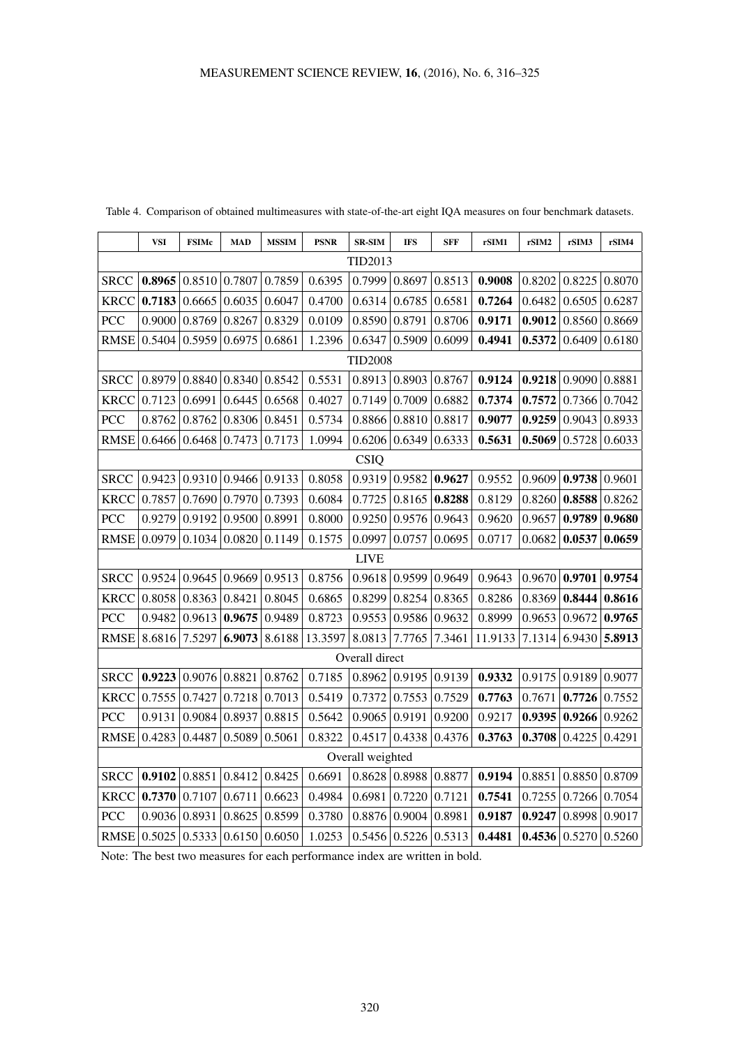Table 4. Comparison of obtained multimeasures with state-of-the-art eight IQA measures on four benchmark datasets.

| | VSI | FSIMc | MAD | MSSIM | PSNR | SR-SIM | IFS | SFF | rSIM1 | rSIM2 | rSIM3 | rSIM4 |
|---|---|---|---|---|---|---|---|---|---|---|---|---|
| | | | | | | TID2013 | | | | | | |
| SRCC | **0.8965** | 0.8510 | 0.7807 | 0.7859 | 0.6395 | 0.7999 | 0.8697 | 0.8513 | **0.9008** | 0.8202 | 0.8225 | 0.8070 |
| KRCC | **0.7183** | 0.6665 | 0.6035 | 0.6047 | 0.4700 | 0.6314 | 0.6785 | 0.6581 | **0.7264** | 0.6482 | 0.6505 | 0.6287 |
| PCC | 0.9000 | 0.8769 | 0.8267 | 0.8329 | 0.0109 | 0.8590 | 0.8791 | 0.8706 | **0.9171** | **0.9012** | 0.8560 | 0.8669 |
| RMSE | 0.5404 | 0.5959 | 0.6975 | 0.6861 | 1.2396 | 0.6347 | 0.5909 | 0.6099 | **0.4941** | **0.5372** | 0.6409 | 0.6180 |
| | | | | | | TID2008 | | | | | | |
| SRCC | 0.8979 | 0.8840 | 0.8340 | 0.8542 | 0.5531 | 0.8913 | 0.8903 | 0.8767 | **0.9124** | **0.9218** | 0.9090 | 0.8881 |
| KRCC | 0.7123 | 0.6991 | 0.6445 | 0.6568 | 0.4027 | 0.7149 | 0.7009 | 0.6882 | **0.7374** | **0.7572** | 0.7366 | 0.7042 |
| PCC | 0.8762 | 0.8762 | 0.8306 | 0.8451 | 0.5734 | 0.8866 | 0.8810 | 0.8817 | **0.9077** | **0.9259** | 0.9043 | 0.8933 |
| RMSE | 0.6466 | 0.6468 | 0.7473 | 0.7173 | 1.0994 | 0.6206 | 0.6349 | 0.6333 | **0.5631** | **0.5069** | 0.5728 | 0.6033 |
| | | | | | | CSIQ | | | | | | |
| SRCC | 0.9423 | 0.9310 | 0.9466 | 0.9133 | 0.8058 | 0.9319 | 0.9582 | **0.9627** | 0.9552 | 0.9609 | **0.9738** | 0.9601 |
| KRCC | 0.7857 | 0.7690 | 0.7970 | 0.7393 | 0.6084 | 0.7725 | 0.8165 | **0.8288** | 0.8129 | 0.8260 | **0.8588** | 0.8262 |
| PCC | 0.9279 | 0.9192 | 0.9500 | 0.8991 | 0.8000 | 0.9250 | 0.9576 | 0.9643 | 0.9620 | 0.9657 | **0.9789** | **0.9680** |
| RMSE | 0.0979 | 0.1034 | 0.0820 | 0.1149 | 0.1575 | 0.0997 | 0.0757 | 0.0695 | 0.0717 | 0.0682 | **0.0537** | **0.0659** |
| | | | | | | LIVE | | | | | | |
| SRCC | 0.9524 | 0.9645 | 0.9669 | 0.9513 | 0.8756 | 0.9618 | 0.9599 | 0.9649 | 0.9643 | 0.9670 | **0.9701** | **0.9754** |
| KRCC | 0.8058 | 0.8363 | 0.8421 | 0.8045 | 0.6865 | 0.8299 | 0.8254 | 0.8365 | 0.8286 | 0.8369 | **0.8444** | **0.8616** |
| PCC | 0.9482 | 0.9613 | **0.9675** | 0.9489 | 0.8723 | 0.9553 | 0.9586 | 0.9632 | 0.8999 | 0.9653 | 0.9672 | **0.9765** |
| RMSE | 8.6816 | 7.5297 | **6.9073** | 8.6188 | 13.3597 | 8.0813 | 7.7765 | 7.3461 | 11.9133 | 7.1314 | 6.9430 | **5.8913** |
| | | | | | | Overall direct | | | | | | |
| SRCC | **0.9223** | 0.9076 | 0.8821 | 0.8762 | 0.7185 | 0.8962 | 0.9195 | 0.9139 | **0.9332** | 0.9175 | 0.9189 | 0.9077 |
| KRCC | 0.7555 | 0.7427 | 0.7218 | 0.7013 | 0.5419 | 0.7372 | 0.7553 | 0.7529 | **0.7763** | 0.7671 | **0.7726** | 0.7552 |
| PCC | 0.9131 | 0.9084 | 0.8937 | 0.8815 | 0.5642 | 0.9065 | 0.9191 | 0.9200 | 0.9217 | **0.9395** | **0.9266** | 0.9262 |
| RMSE | 0.4283 | 0.4487 | 0.5089 | 0.5061 | 0.8322 | 0.4517 | 0.4338 | 0.4376 | **0.3763** | **0.3708** | 0.4225 | 0.4291 |
| | | | | | | Overall weighted | | | | | | |
| SRCC | **0.9102** | 0.8851 | 0.8412 | 0.8425 | 0.6691 | 0.8628 | 0.8988 | 0.8877 | **0.9194** | 0.8851 | 0.8850 | 0.8709 |
| KRCC | **0.7370** | 0.7107 | 0.6711 | 0.6623 | 0.4984 | 0.6981 | 0.7220 | 0.7121 | **0.7541** | 0.7255 | 0.7266 | 0.7054 |
| PCC | 0.9036 | 0.8931 | 0.8625 | 0.8599 | 0.3780 | 0.8876 | 0.9004 | 0.8981 | **0.9187** | **0.9247** | 0.8998 | 0.9017 |
| RMSE | 0.5025 | 0.5333 | 0.6150 | 0.6050 | 1.0253 | 0.5456 | 0.5226 | 0.5313 | **0.4481** | **0.4536** | 0.5270 | 0.5260 |

Note: The best two measures for each performance index are written in bold.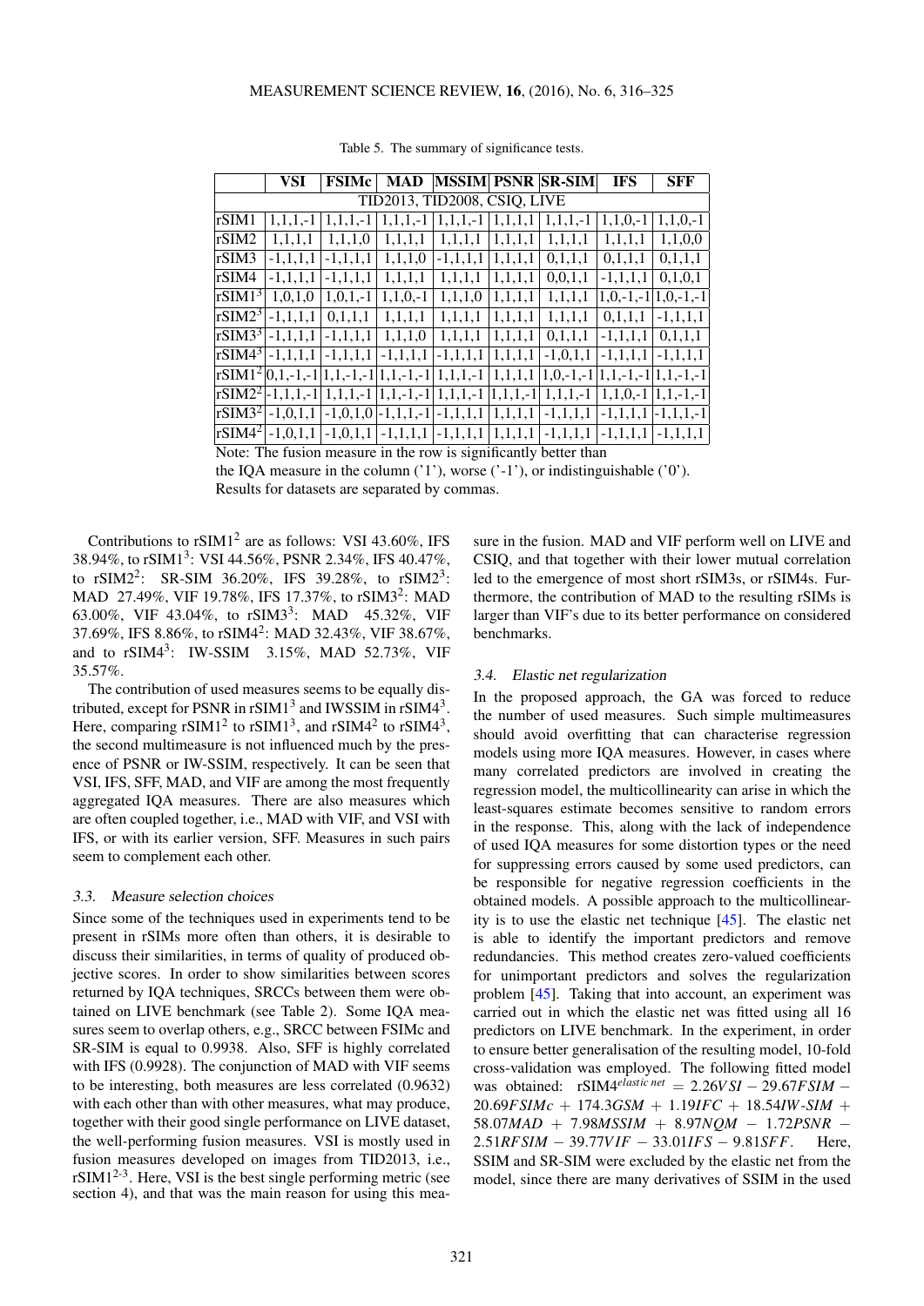Table 5. The summary of significance tests.

| | VSI | FSIMc | MAD | MSSIM | PSNR | SR-SIM | IFS | SFF |
|---|---|---|---|---|---|---|---|---|
| | TID2013, TID2008, CSIQ, LIVE | | | | | | | |
| rSIM1 | 1,1,1,-1 | 1,1,1,-1 | 1,1,1,-1 | 1,1,1,-1 | 1,1,1,1 | 1,1,1,-1 | 1,1,0,-1 | 1,1,0,-1 |
| rSIM2 | 1,1,1,1 | 1,1,1,0 | 1,1,1,1 | 1,1,1,1 | 1,1,1,1 | 1,1,1,1 | 1,1,1,1 | 1,1,0,0 |
| rSIM3 | -1,1,1,1 | -1,1,1,1 | 1,1,1,0 | -1,1,1,1 | 1,1,1,1 | 0,1,1,1 | 0,1,1,1 | 0,1,1,1 |
| rSIM4 | -1,1,1,1 | -1,1,1,1 | 1,1,1,1 | 1,1,1,1 | 1,1,1,1 | 0,0,1,1 | -1,1,1,1 | 0,1,0,1 |
| $rSIM1^3$ | 1,0,1,0 | 1,0,1,-1 | 1,1,0,-1 | 1,1,1,0 | 1,1,1,1 | 1,1,1,1 | 1,0,-1,-1 | 1,0,-1,-1 |
| $rSIM2^3$ | -1,1,1,1 | 0,1,1,1 | 1,1,1,1 | 1,1,1,1 | 1,1,1,1 | 1,1,1,1 | 0,1,1,1 | -1,1,1,1 |
| $rSIM3^3$ | -1,1,1,1 | -1,1,1,1 | 1,1,1,0 | 1,1,1,1 | 1,1,1,1 | 0,1,1,1 | -1,1,1,1 | 0,1,1,1 |
| $rSIM4^3$ | -1,1,1,1 | -1,1,1,1 | -1,1,1,1 | -1,1,1,1 | 1,1,1,1 | -1,0,1,1 | -1,1,1,1 | -1,1,1,1 |
| $rSIM1^2$ | 0,1,-1,-1 | 1,1,-1,-1 | 1,1,-1,-1 | 1,1,1,-1 | 1,1,1,1 | 1,0,-1,-1 | 1,1,-1,-1 | 1,1,-1,-1 |
| $rSIM2^2$ | -1,1,1,-1 | 1,1,1,-1 | 1,1,-1,-1 | 1,1,1,-1 | 1,1,1,-1 | 1,1,1,-1 | 1,1,0,-1 | 1,1,-1,-1 |
| $rSIM3^2$ | -1,0,1,1 | -1,0,1,0 | -1,1,1,-1 | -1,1,1,1 | 1,1,1,1 | -1,1,1,1 | -1,1,1,1 | -1,1,1,-1 |
| $rSIM4^2$ | -1,0,1,1 | -1,0,1,1 | -1,1,1,1 | -1,1,1,1 | 1,1,1,1 | -1,1,1,1 | -1,1,1,1 | -1,1,1,1 |

Note: The fusion measure in the row is significantly better than the IQA measure in the column ('1'), worse ('-1'), or indistinguishable ('0'). Results for datasets are separated by commas.

Contributions to $rSIM1^2$ are as follows: VSI 43.60%, IFS 38.94%, to $rSIM1^3$: VSI 44.56%, PSNR 2.34%, IFS 40.47%, to $rSIM2^2$: SR-SIM 36.20%, IFS 39.28%, to $rSIM2^3$: MAD 27.49%, VIF 19.78%, IFS 17.37%, to $rSIM3^2$: MAD 63.00%, VIF 43.04%, to $rSIM3^3$: MAD 45.32%, VIF 37.69%, IFS 8.86%, to $rSIM4^2$: MAD 32.43%, VIF 38.67%, and to $rSIM4^3$: IW-SSIM 3.15%, MAD 52.73%, VIF 35.57%.

The contribution of used measures seems to be equally distributed, except for PSNR in $rSIM1^3$ and IWSSIM in $rSIM4^3$. Here, comparing $rSIM1^2$ to $rSIM1^3$, and $rSIM4^2$ to $rSIM4^3$, the second multimeasure is not influenced much by the presence of PSNR or IW-SSIM, respectively. It can be seen that VSI, IFS, SFF, MAD, and VIF are among the most frequently aggregated IQA measures. There are also measures which are often coupled together, i.e., MAD with VIF, and VSI with IFS, or with its earlier version, SFF. Measures in such pairs seem to complement each other.

### 3.3. Measure selection choices

Since some of the techniques used in experiments tend to be present in rSIMs more often than others, it is desirable to discuss their similarities, in terms of quality of produced objective scores. In order to show similarities between scores returned by IQA techniques, SRCCs between them were obtained on LIVE benchmark (see Table 2). Some IQA measures seem to overlap others, e.g., SRCC between FSIMc and SR-SIM is equal to 0.9938. Also, SFF is highly correlated with IFS (0.9928). The conjunction of MAD with VIF seems to be interesting, both measures are less correlated (0.9632) with each other than with other measures, what may produce, together with their good single performance on LIVE dataset, the well-performing fusion measures. VSI is mostly used in fusion measures developed on images from TID2013, i.e., $rSIM1^{2\text{-}3}$. Here, VSI is the best single performing metric (see section 4), and that was the main reason for using this measure in the fusion. MAD and VIF perform well on LIVE and CSIQ, and that together with their lower mutual correlation led to the emergence of most short rSIM3s, or rSIM4s. Furthermore, the contribution of MAD to the resulting rSIMs is larger than VIF's due to its better performance on considered benchmarks.

### 3.4. Elastic net regularization

In the proposed approach, the GA was forced to reduce the number of used measures. Such simple multimeasures should avoid overfitting that can characterise regression models using more IQA measures. However, in cases where many correlated predictors are involved in creating the regression model, the multicollinearity can arise in which the least-squares estimate becomes sensitive to random errors in the response. This, along with the lack of independence of used IQA measures for some distortion types or the need for suppressing errors caused by some used predictors, can be responsible for negative regression coefficients in the obtained models. A possible approach to the multicollinearity is to use the elastic net technique [45]. The elastic net is able to identify the important predictors and remove redundancies. This method creates zero-valued coefficients for unimportant predictors and solves the regularization problem [45]. Taking that into account, an experiment was carried out in which the elastic net was fitted using all 16 predictors on LIVE benchmark. In the experiment, in order to ensure better generalisation of the resulting model, 10-fold cross-validation was employed. The following fitted model was obtained: $rSIM4^{elastic\ net} = 2.26VSI - 29.67FSIM - 20.69FSIMc + 174.3GSM + 1.19IFC + 18.54IW\text{-}SIM + 58.07MAD + 7.98MSSIM + 8.97NQM - 1.72PSNR - 2.51RFSIM - 39.77VIF - 33.01IFS - 9.81SFF$. Here, SSIM and SR-SIM were excluded by the elastic net from the model, since there are many derivatives of SSIM in the used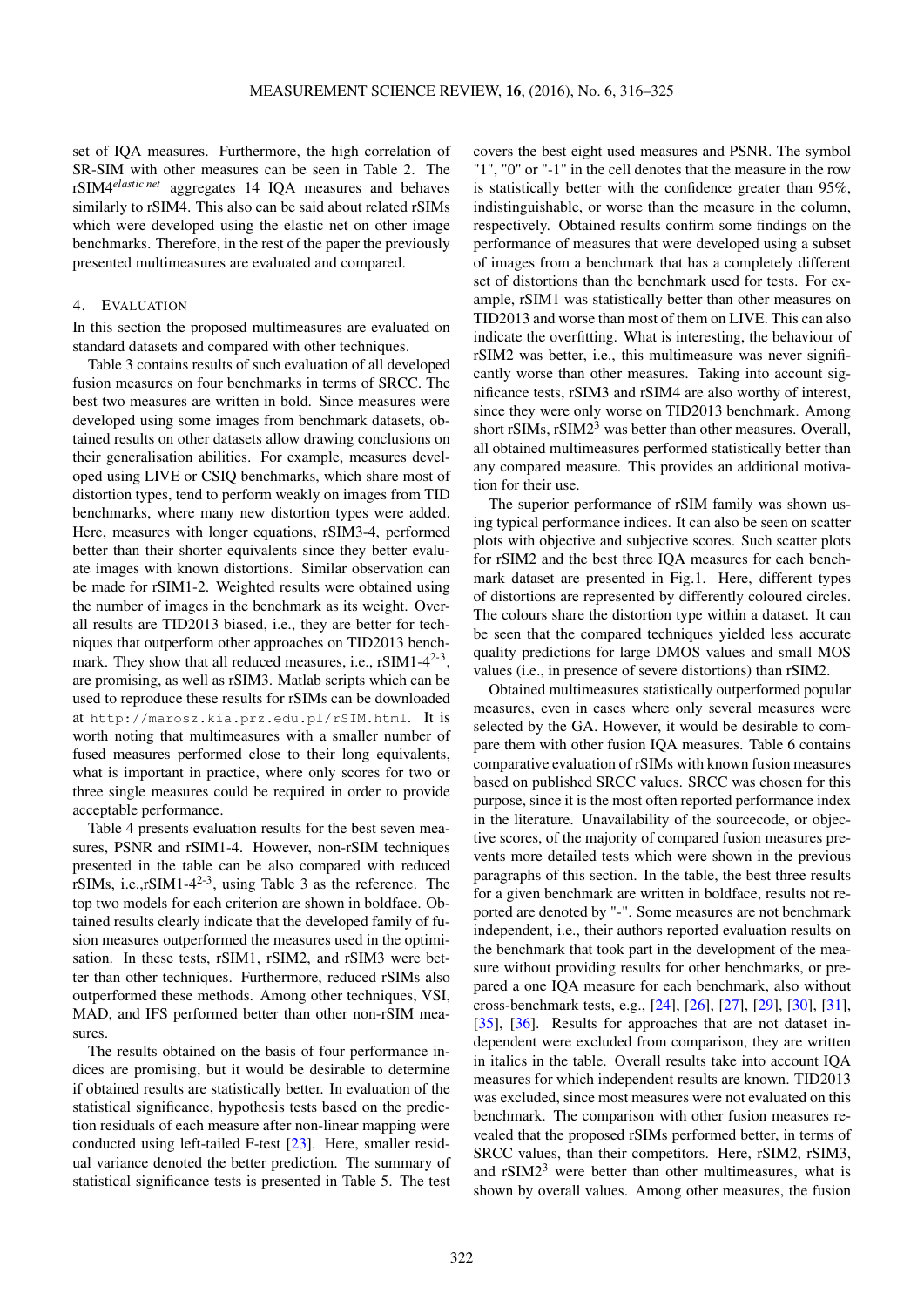set of IQA measures. Furthermore, the high correlation of SR-SIM with other measures can be seen in Table 2. The rSIM4$^{elastic\ net}$ aggregates 14 IQA measures and behaves similarly to rSIM4. This also can be said about related rSIMs which were developed using the elastic net on other image benchmarks. Therefore, in the rest of the paper the previously presented multimeasures are evaluated and compared.

## 4. Evaluation

In this section the proposed multimeasures are evaluated on standard datasets and compared with other techniques.

Table 3 contains results of such evaluation of all developed fusion measures on four benchmarks in terms of SRCC. The best two measures are written in bold. Since measures were developed using some images from benchmark datasets, obtained results on other datasets allow drawing conclusions on their generalisation abilities. For example, measures developed using LIVE or CSIQ benchmarks, which share most of distortion types, tend to perform weakly on images from TID benchmarks, where many new distortion types were added. Here, measures with longer equations, rSIM3-4, performed better than their shorter equivalents since they better evaluate images with known distortions. Similar observation can be made for rSIM1-2. Weighted results were obtained using the number of images in the benchmark as its weight. Overall results are TID2013 biased, i.e., they are better for techniques that outperform other approaches on TID2013 benchmark. They show that all reduced measures, i.e., rSIM1-4$^{2\text{-}3}$, are promising, as well as rSIM3. Matlab scripts which can be used to reproduce these results for rSIMs can be downloaded at `http://marosz.kia.prz.edu.pl/rSIM.html`. It is worth noting that multimeasures with a smaller number of fused measures performed close to their long equivalents, what is important in practice, where only scores for two or three single measures could be required in order to provide acceptable performance.

Table 4 presents evaluation results for the best seven measures, PSNR and rSIM1-4. However, non-rSIM techniques presented in the table can be also compared with reduced rSIMs, i.e.,rSIM1-4$^{2\text{-}3}$, using Table 3 as the reference. The top two models for each criterion are shown in boldface. Obtained results clearly indicate that the developed family of fusion measures outperformed the measures used in the optimisation. In these tests, rSIM1, rSIM2, and rSIM3 were better than other techniques. Furthermore, reduced rSIMs also outperformed these methods. Among other techniques, VSI, MAD, and IFS performed better than other non-rSIM measures.

The results obtained on the basis of four performance indices are promising, but it would be desirable to determine if obtained results are statistically better. In evaluation of the statistical significance, hypothesis tests based on the prediction residuals of each measure after non-linear mapping were conducted using left-tailed F-test [23]. Here, smaller residual variance denoted the better prediction. The summary of statistical significance tests is presented in Table 5. The test covers the best eight used measures and PSNR. The symbol "1", "0" or "-1" in the cell denotes that the measure in the row is statistically better with the confidence greater than 95%, indistinguishable, or worse than the measure in the column, respectively. Obtained results confirm some findings on the performance of measures that were developed using a subset of images from a benchmark that has a completely different set of distortions than the benchmark used for tests. For example, rSIM1 was statistically better than other measures on TID2013 and worse than most of them on LIVE. This can also indicate the overfitting. What is interesting, the behaviour of rSIM2 was better, i.e., this multimeasure was never significantly worse than other measures. Taking into account significance tests, rSIM3 and rSIM4 are also worthy of interest, since they were only worse on TID2013 benchmark. Among short rSIMs, rSIM2$^{3}$ was better than other measures. Overall, all obtained multimeasures performed statistically better than any compared measure. This provides an additional motivation for their use.

The superior performance of rSIM family was shown using typical performance indices. It can also be seen on scatter plots with objective and subjective scores. Such scatter plots for rSIM2 and the best three IQA measures for each benchmark dataset are presented in Fig.1. Here, different types of distortions are represented by differently coloured circles. The colours share the distortion type within a dataset. It can be seen that the compared techniques yielded less accurate quality predictions for large DMOS values and small MOS values (i.e., in presence of severe distortions) than rSIM2.

Obtained multimeasures statistically outperformed popular measures, even in cases where only several measures were selected by the GA. However, it would be desirable to compare them with other fusion IQA measures. Table 6 contains comparative evaluation of rSIMs with known fusion measures based on published SRCC values. SRCC was chosen for this purpose, since it is the most often reported performance index in the literature. Unavailability of the sourcecode, or objective scores, of the majority of compared fusion measures prevents more detailed tests which were shown in the previous paragraphs of this section. In the table, the best three results for a given benchmark are written in boldface, results not reported are denoted by "-". Some measures are not benchmark independent, i.e., their authors reported evaluation results on the benchmark that took part in the development of the measure without providing results for other benchmarks, or prepared a one IQA measure for each benchmark, also without cross-benchmark tests, e.g., [24], [26], [27], [29], [30], [31], [35], [36]. Results for approaches that are not dataset independent were excluded from comparison, they are written in italics in the table. Overall results take into account IQA measures for which independent results are known. TID2013 was excluded, since most measures were not evaluated on this benchmark. The comparison with other fusion measures revealed that the proposed rSIMs performed better, in terms of SRCC values, than their competitors. Here, rSIM2, rSIM3, and rSIM2$^{3}$ were better than other multimeasures, what is shown by overall values. Among other measures, the fusion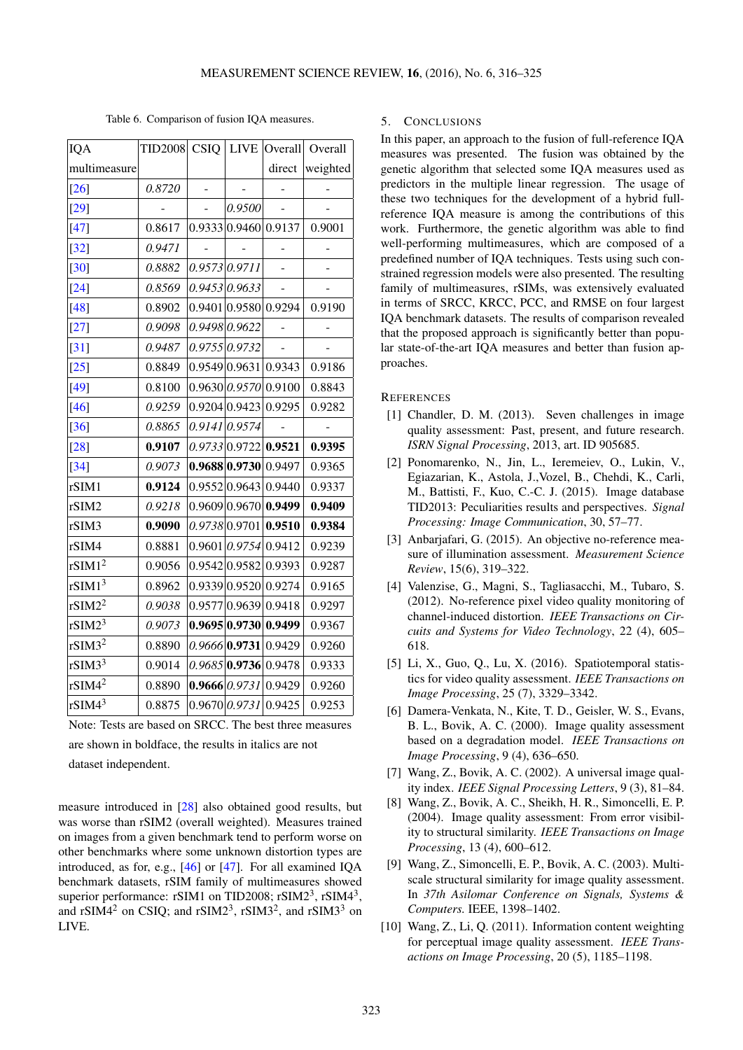Table 6. Comparison of fusion IQA measures.

| IQA multimeasure | TID2008 | CSIQ | LIVE | Overall direct | Overall weighted |
|---|---|---|---|---|---|
| [26] | *0.8720* | - | - | - | - |
| [29] | - | - | *0.9500* | - | - |
| [47] | 0.8617 | 0.9333 | 0.9460 | 0.9137 | 0.9001 |
| [32] | *0.9471* | - | - | - | - |
| [30] | *0.8882* | *0.9573* | *0.9711* | - | - |
| [24] | *0.8569* | *0.9453* | *0.9633* | - | - |
| [48] | 0.8902 | 0.9401 | 0.9580 | 0.9294 | 0.9190 |
| [27] | *0.9098* | *0.9498* | *0.9622* | - | - |
| [31] | *0.9487* | *0.9755* | *0.9732* | - | - |
| [25] | 0.8849 | 0.9549 | 0.9631 | 0.9343 | 0.9186 |
| [49] | 0.8100 | 0.9630 | *0.9570* | 0.9100 | 0.8843 |
| [46] | *0.9259* | 0.9204 | 0.9423 | 0.9295 | 0.9282 |
| [36] | *0.8865* | *0.9141* | *0.9574* | - | - |
| [28] | **0.9107** | *0.9733* | 0.9722 | **0.9521** | **0.9395** |
| [34] | *0.9073* | **0.9688** | **0.9730** | 0.9497 | 0.9365 |
| rSIM1 | **0.9124** | 0.9552 | 0.9643 | 0.9440 | 0.9337 |
| rSIM2 | *0.9218* | 0.9609 | 0.9670 | **0.9499** | **0.9409** |
| rSIM3 | **0.9090** | *0.9738* | 0.9701 | **0.9510** | **0.9384** |
| rSIM4 | 0.8881 | 0.9601 | *0.9754* | 0.9412 | 0.9239 |
| rSIM1$^2$ | 0.9056 | 0.9542 | 0.9582 | 0.9393 | 0.9287 |
| rSIM1$^3$ | 0.8962 | 0.9339 | 0.9520 | 0.9274 | 0.9165 |
| rSIM2$^2$ | *0.9038* | 0.9577 | 0.9639 | 0.9418 | 0.9297 |
| rSIM2$^3$ | *0.9073* | **0.9695** | **0.9730** | **0.9499** | 0.9367 |
| rSIM3$^2$ | 0.8890 | *0.9666* | **0.9731** | 0.9429 | 0.9260 |
| rSIM3$^3$ | 0.9014 | *0.9685* | **0.9736** | 0.9478 | 0.9333 |
| rSIM4$^2$ | 0.8890 | **0.9666** | *0.9731* | 0.9429 | 0.9260 |
| rSIM4$^3$ | 0.8875 | 0.9670 | *0.9731* | 0.9425 | 0.9253 |

Note: Tests are based on SRCC. The best three measures are shown in boldface, the results in italics are not dataset independent.

measure introduced in [28] also obtained good results, but was worse than rSIM2 (overall weighted). Measures trained on images from a given benchmark tend to perform worse on other benchmarks where some unknown distortion types are introduced, as for, e.g., [46] or [47]. For all examined IQA benchmark datasets, rSIM family of multimeasures showed superior performance: rSIM1 on TID2008; rSIM2$^3$, rSIM4$^3$, and rSIM4$^2$ on CSIQ; and rSIM2$^3$, rSIM3$^2$, and rSIM3$^3$ on LIVE.

## 5. Conclusions

In this paper, an approach to the fusion of full-reference IQA measures was presented. The fusion was obtained by the genetic algorithm that selected some IQA measures used as predictors in the multiple linear regression. The usage of these two techniques for the development of a hybrid full-reference IQA measure is among the contributions of this work. Furthermore, the genetic algorithm was able to find well-performing multimeasures, which are composed of a predefined number of IQA techniques. Tests using such constrained regression models were also presented. The resulting family of multimeasures, rSIMs, was extensively evaluated in terms of SRCC, KRCC, PCC, and RMSE on four largest IQA benchmark datasets. The results of comparison revealed that the proposed approach is significantly better than popular state-of-the-art IQA measures and better than fusion approaches.

## References

[1] Chandler, D. M. (2013). Seven challenges in image quality assessment: Past, present, and future research. *ISRN Signal Processing*, 2013, art. ID 905685.

[2] Ponomarenko, N., Jin, L., Ieremeiev, O., Lukin, V., Egiazarian, K., Astola, J.,Vozel, B., Chehdi, K., Carli, M., Battisti, F., Kuo, C.-C. J. (2015). Image database TID2013: Peculiarities results and perspectives. *Signal Processing: Image Communication*, 30, 57–77.

[3] Anbarjafari, G. (2015). An objective no-reference measure of illumination assessment. *Measurement Science Review*, 15(6), 319–322.

[4] Valenzise, G., Magni, S., Tagliasacchi, M., Tubaro, S. (2012). No-reference pixel video quality monitoring of channel-induced distortion. *IEEE Transactions on Circuits and Systems for Video Technology*, 22 (4), 605–618.

[5] Li, X., Guo, Q., Lu, X. (2016). Spatiotemporal statistics for video quality assessment. *IEEE Transactions on Image Processing*, 25 (7), 3329–3342.

[6] Damera-Venkata, N., Kite, T. D., Geisler, W. S., Evans, B. L., Bovik, A. C. (2000). Image quality assessment based on a degradation model. *IEEE Transactions on Image Processing*, 9 (4), 636–650.

[7] Wang, Z., Bovik, A. C. (2002). A universal image quality index. *IEEE Signal Processing Letters*, 9 (3), 81–84.

[8] Wang, Z., Bovik, A. C., Sheikh, H. R., Simoncelli, E. P. (2004). Image quality assessment: From error visibility to structural similarity. *IEEE Transactions on Image Processing*, 13 (4), 600–612.

[9] Wang, Z., Simoncelli, E. P., Bovik, A. C. (2003). Multiscale structural similarity for image quality assessment. In *37th Asilomar Conference on Signals, Systems & Computers*. IEEE, 1398–1402.

[10] Wang, Z., Li, Q. (2011). Information content weighting for perceptual image quality assessment. *IEEE Transactions on Image Processing*, 20 (5), 1185–1198.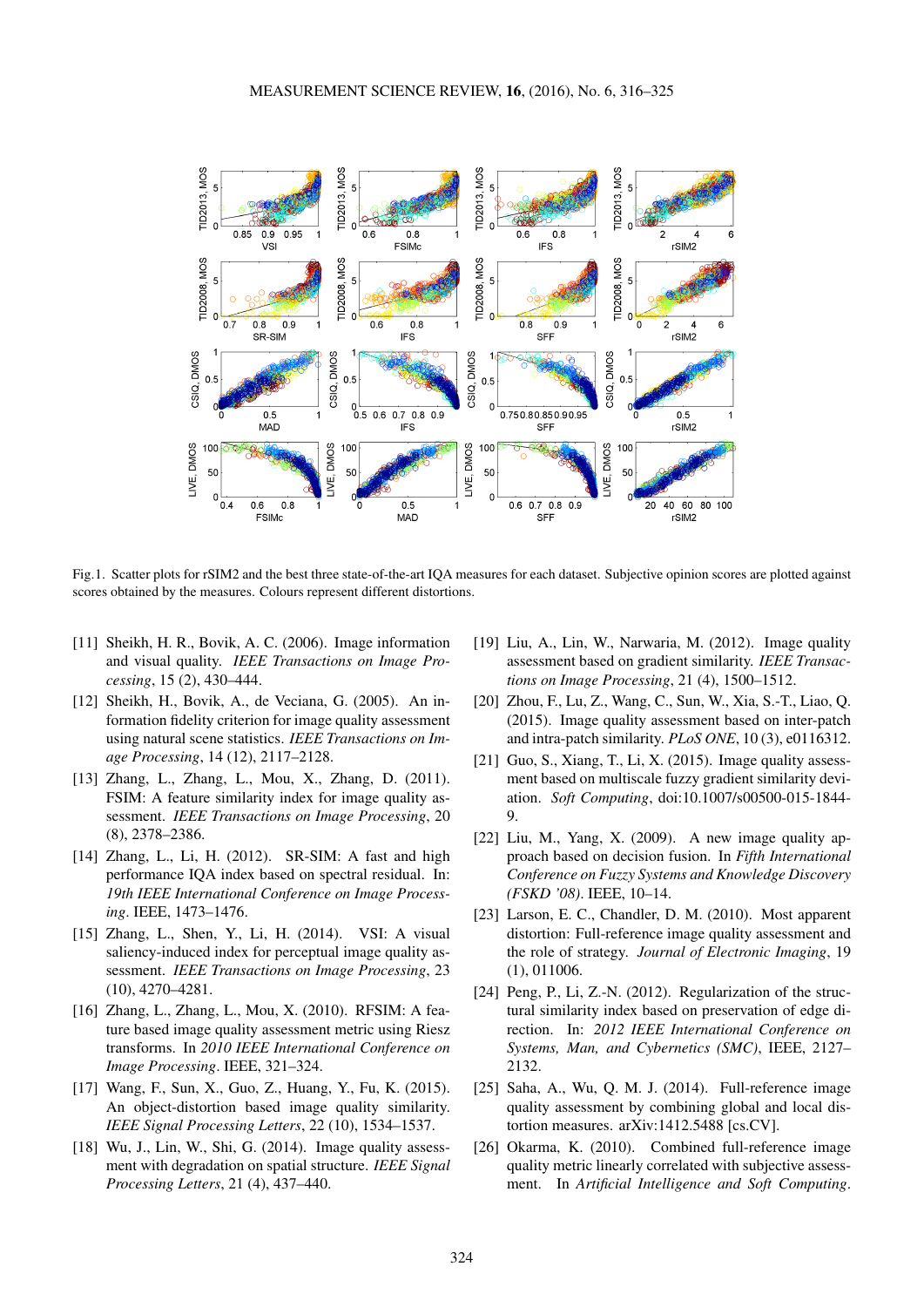Fig.1. Scatter plots for rSIM2 and the best three state-of-the-art IQA measures for each dataset. Subjective opinion scores are plotted against scores obtained by the measures. Colours represent different distortions.

[11] Sheikh, H. R., Bovik, A. C. (2006). Image information and visual quality. *IEEE Transactions on Image Processing*, 15 (2), 430–444.

[12] Sheikh, H., Bovik, A., de Veciana, G. (2005). An information fidelity criterion for image quality assessment using natural scene statistics. *IEEE Transactions on Image Processing*, 14 (12), 2117–2128.

[13] Zhang, L., Zhang, L., Mou, X., Zhang, D. (2011). FSIM: A feature similarity index for image quality assessment. *IEEE Transactions on Image Processing*, 20 (8), 2378–2386.

[14] Zhang, L., Li, H. (2012). SR-SIM: A fast and high performance IQA index based on spectral residual. In: *19th IEEE International Conference on Image Processing*. IEEE, 1473–1476.

[15] Zhang, L., Shen, Y., Li, H. (2014). VSI: A visual saliency-induced index for perceptual image quality assessment. *IEEE Transactions on Image Processing*, 23 (10), 4270–4281.

[16] Zhang, L., Zhang, L., Mou, X. (2010). RFSIM: A feature based image quality assessment metric using Riesz transforms. In *2010 IEEE International Conference on Image Processing*. IEEE, 321–324.

[17] Wang, F., Sun, X., Guo, Z., Huang, Y., Fu, K. (2015). An object-distortion based image quality similarity. *IEEE Signal Processing Letters*, 22 (10), 1534–1537.

[18] Wu, J., Lin, W., Shi, G. (2014). Image quality assessment with degradation on spatial structure. *IEEE Signal Processing Letters*, 21 (4), 437–440.

[19] Liu, A., Lin, W., Narwaria, M. (2012). Image quality assessment based on gradient similarity. *IEEE Transactions on Image Processing*, 21 (4), 1500–1512.

[20] Zhou, F., Lu, Z., Wang, C., Sun, W., Xia, S.-T., Liao, Q. (2015). Image quality assessment based on inter-patch and intra-patch similarity. *PLoS ONE*, 10 (3), e0116312.

[21] Guo, S., Xiang, T., Li, X. (2015). Image quality assessment based on multiscale fuzzy gradient similarity deviation. *Soft Computing*, doi:10.1007/s00500-015-1844-9.

[22] Liu, M., Yang, X. (2009). A new image quality approach based on decision fusion. In *Fifth International Conference on Fuzzy Systems and Knowledge Discovery (FSKD '08)*. IEEE, 10–14.

[23] Larson, E. C., Chandler, D. M. (2010). Most apparent distortion: Full-reference image quality assessment and the role of strategy. *Journal of Electronic Imaging*, 19 (1), 011006.

[24] Peng, P., Li, Z.-N. (2012). Regularization of the structural similarity index based on preservation of edge direction. In: *2012 IEEE International Conference on Systems, Man, and Cybernetics (SMC)*, IEEE, 2127–2132.

[25] Saha, A., Wu, Q. M. J. (2014). Full-reference image quality assessment by combining global and local distortion measures. arXiv:1412.5488 [cs.CV].

[26] Okarma, K. (2010). Combined full-reference image quality metric linearly correlated with subjective assessment. In *Artificial Intelligence and Soft Computing*.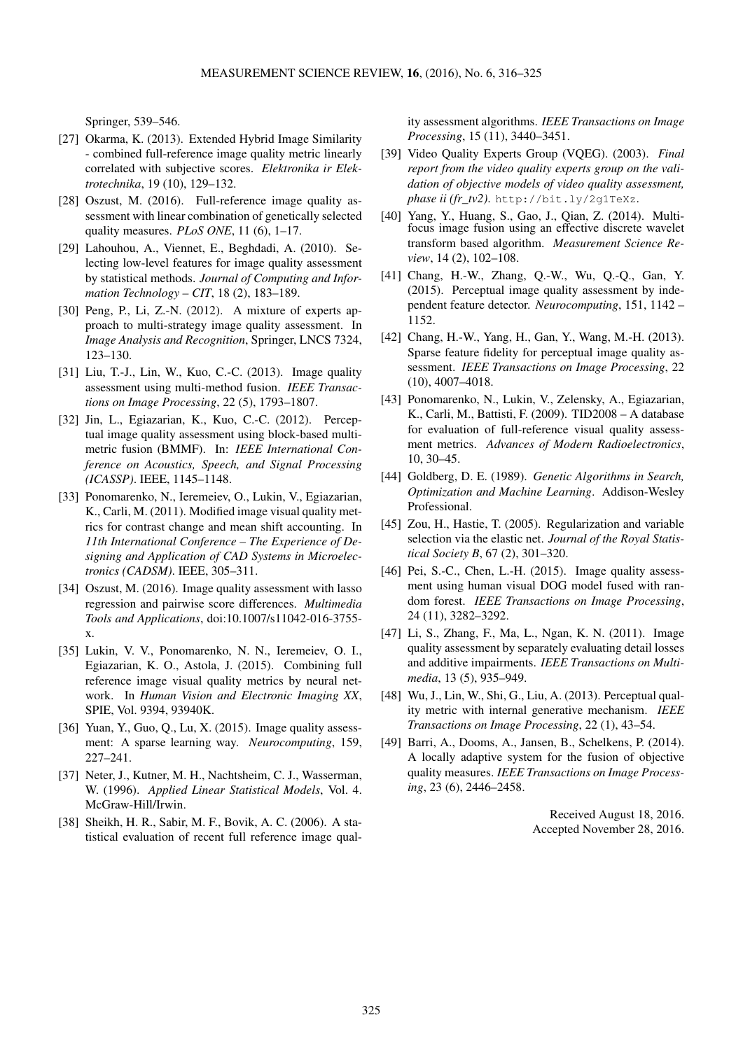Springer, 539–546.

- [27] Okarma, K. (2013). Extended Hybrid Image Similarity - combined full-reference image quality metric linearly correlated with subjective scores. *Elektronika ir Elektrotechnika*, 19 (10), 129–132.
- [28] Oszust, M. (2016). Full-reference image quality assessment with linear combination of genetically selected quality measures. *PLoS ONE*, 11 (6), 1–17.
- [29] Lahouhou, A., Viennet, E., Beghdadi, A. (2010). Selecting low-level features for image quality assessment by statistical methods. *Journal of Computing and Information Technology – CIT*, 18 (2), 183–189.
- [30] Peng, P., Li, Z.-N. (2012). A mixture of experts approach to multi-strategy image quality assessment. In *Image Analysis and Recognition*, Springer, LNCS 7324, 123–130.
- [31] Liu, T.-J., Lin, W., Kuo, C.-C. (2013). Image quality assessment using multi-method fusion. *IEEE Transactions on Image Processing*, 22 (5), 1793–1807.
- [32] Jin, L., Egiazarian, K., Kuo, C.-C. (2012). Perceptual image quality assessment using block-based multi-metric fusion (BMMF). In: *IEEE International Conference on Acoustics, Speech, and Signal Processing (ICASSP)*. IEEE, 1145–1148.
- [33] Ponomarenko, N., Ieremeiev, O., Lukin, V., Egiazarian, K., Carli, M. (2011). Modified image visual quality metrics for contrast change and mean shift accounting. In *11th International Conference – The Experience of Designing and Application of CAD Systems in Microelectronics (CADSM)*. IEEE, 305–311.
- [34] Oszust, M. (2016). Image quality assessment with lasso regression and pairwise score differences. *Multimedia Tools and Applications*, doi:10.1007/s11042-016-3755-x.
- [35] Lukin, V. V., Ponomarenko, N. N., Ieremeiev, O. I., Egiazarian, K. O., Astola, J. (2015). Combining full reference image visual quality metrics by neural network. In *Human Vision and Electronic Imaging XX*, SPIE, Vol. 9394, 93940K.
- [36] Yuan, Y., Guo, Q., Lu, X. (2015). Image quality assessment: A sparse learning way. *Neurocomputing*, 159, 227–241.
- [37] Neter, J., Kutner, M. H., Nachtsheim, C. J., Wasserman, W. (1996). *Applied Linear Statistical Models*, Vol. 4. McGraw-Hill/Irwin.
- [38] Sheikh, H. R., Sabir, M. F., Bovik, A. C. (2006). A statistical evaluation of recent full reference image quality assessment algorithms. *IEEE Transactions on Image Processing*, 15 (11), 3440–3451.
- [39] Video Quality Experts Group (VQEG). (2003). *Final report from the video quality experts group on the validation of objective models of video quality assessment, phase ii (fr_tv2)*. http://bit.ly/2g1TeXz.
- [40] Yang, Y., Huang, S., Gao, J., Qian, Z. (2014). Multi-focus image fusion using an effective discrete wavelet transform based algorithm. *Measurement Science Review*, 14 (2), 102–108.
- [41] Chang, H.-W., Zhang, Q.-W., Wu, Q.-Q., Gan, Y. (2015). Perceptual image quality assessment by independent feature detector. *Neurocomputing*, 151, 1142 – 1152.
- [42] Chang, H.-W., Yang, H., Gan, Y., Wang, M.-H. (2013). Sparse feature fidelity for perceptual image quality assessment. *IEEE Transactions on Image Processing*, 22 (10), 4007–4018.
- [43] Ponomarenko, N., Lukin, V., Zelensky, A., Egiazarian, K., Carli, M., Battisti, F. (2009). TID2008 – A database for evaluation of full-reference visual quality assessment metrics. *Advances of Modern Radioelectronics*, 10, 30–45.
- [44] Goldberg, D. E. (1989). *Genetic Algorithms in Search, Optimization and Machine Learning*. Addison-Wesley Professional.
- [45] Zou, H., Hastie, T. (2005). Regularization and variable selection via the elastic net. *Journal of the Royal Statistical Society B*, 67 (2), 301–320.
- [46] Pei, S.-C., Chen, L.-H. (2015). Image quality assessment using human visual DOG model fused with random forest. *IEEE Transactions on Image Processing*, 24 (11), 3282–3292.
- [47] Li, S., Zhang, F., Ma, L., Ngan, K. N. (2011). Image quality assessment by separately evaluating detail losses and additive impairments. *IEEE Transactions on Multimedia*, 13 (5), 935–949.
- [48] Wu, J., Lin, W., Shi, G., Liu, A. (2013). Perceptual quality metric with internal generative mechanism. *IEEE Transactions on Image Processing*, 22 (1), 43–54.
- [49] Barri, A., Dooms, A., Jansen, B., Schelkens, P. (2014). A locally adaptive system for the fusion of objective quality measures. *IEEE Transactions on Image Processing*, 23 (6), 2446–2458.

Received August 18, 2016.
Accepted November 28, 2016.